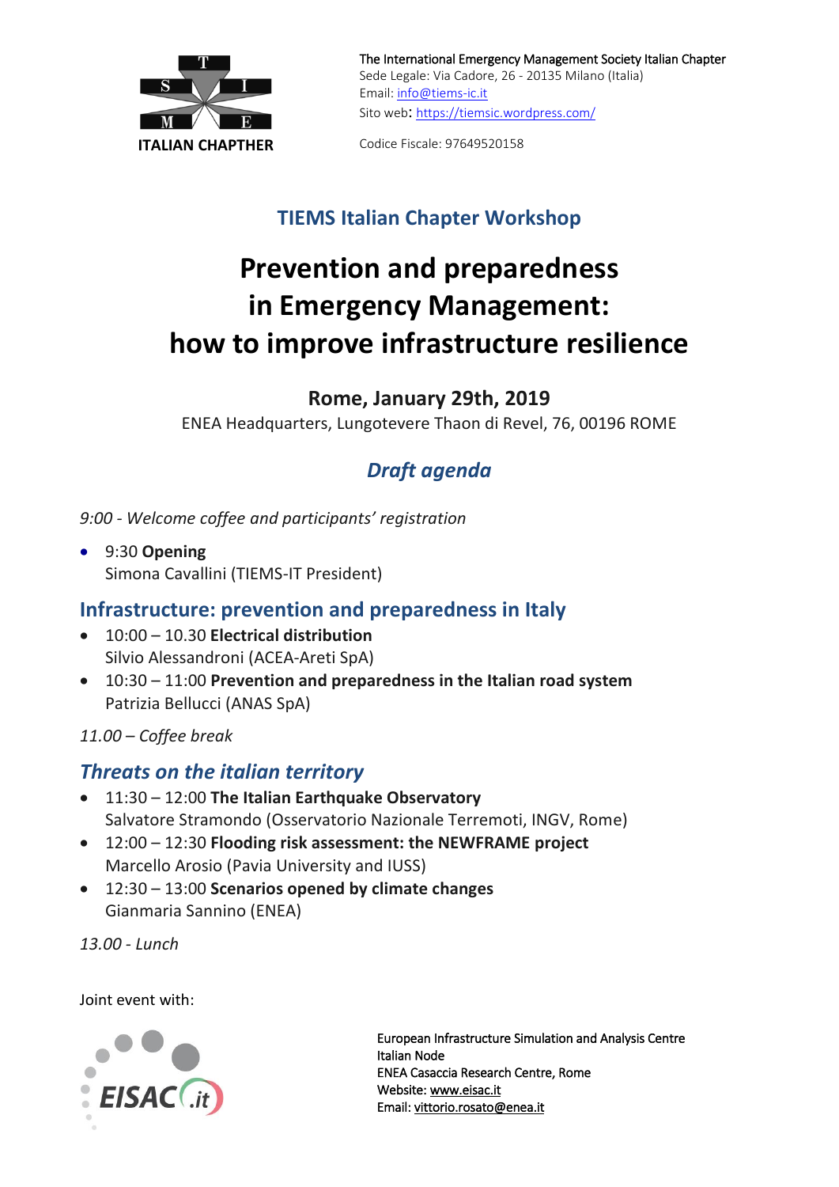ITALIAN CHAPTER

The International Emergency Management Society Italian Chapter
Sede Legale: Via Cadore, 26 - 20135 Milano (Italia)
Email: info@tiems-ic.it
Sito web: https://tiemsic.wordpress.com/

Codice Fiscale: 97649520158

## TIEMS Italian Chapter Workshop

# Prevention and preparedness in Emergency Management: how to improve infrastructure resilience

### Rome, January 29th, 2019

ENEA Headquarters, Lungotevere Thaon di Revel, 76, 00196 ROME

## *Draft agenda*

*9:00 - Welcome coffee and participants' registration*

- 9:30 **Opening**
  Simona Cavallini (TIEMS-IT President)

## Infrastructure: prevention and preparedness in Italy

- 10:00 – 10.30 **Electrical distribution**
  Silvio Alessandroni (ACEA-Areti SpA)
- 10:30 – 11:00 **Prevention and preparedness in the Italian road system**
  Patrizia Bellucci (ANAS SpA)

*11.00 – Coffee break*

## *Threats on the italian territory*

- 11:30 – 12:00 **The Italian Earthquake Observatory**
  Salvatore Stramondo (Osservatorio Nazionale Terremoti, INGV, Rome)
- 12:00 – 12:30 **Flooding risk assessment: the NEWFRAME project**
  Marcello Arosio (Pavia University and IUSS)
- 12:30 – 13:00 **Scenarios opened by climate changes**
  Gianmaria Sannino (ENEA)

*13.00 - Lunch*

Joint event with:

EISAC.it

European Infrastructure Simulation and Analysis Centre
Italian Node
ENEA Casaccia Research Centre, Rome
Website: www.eisac.it
Email: vittorio.rosato@enea.it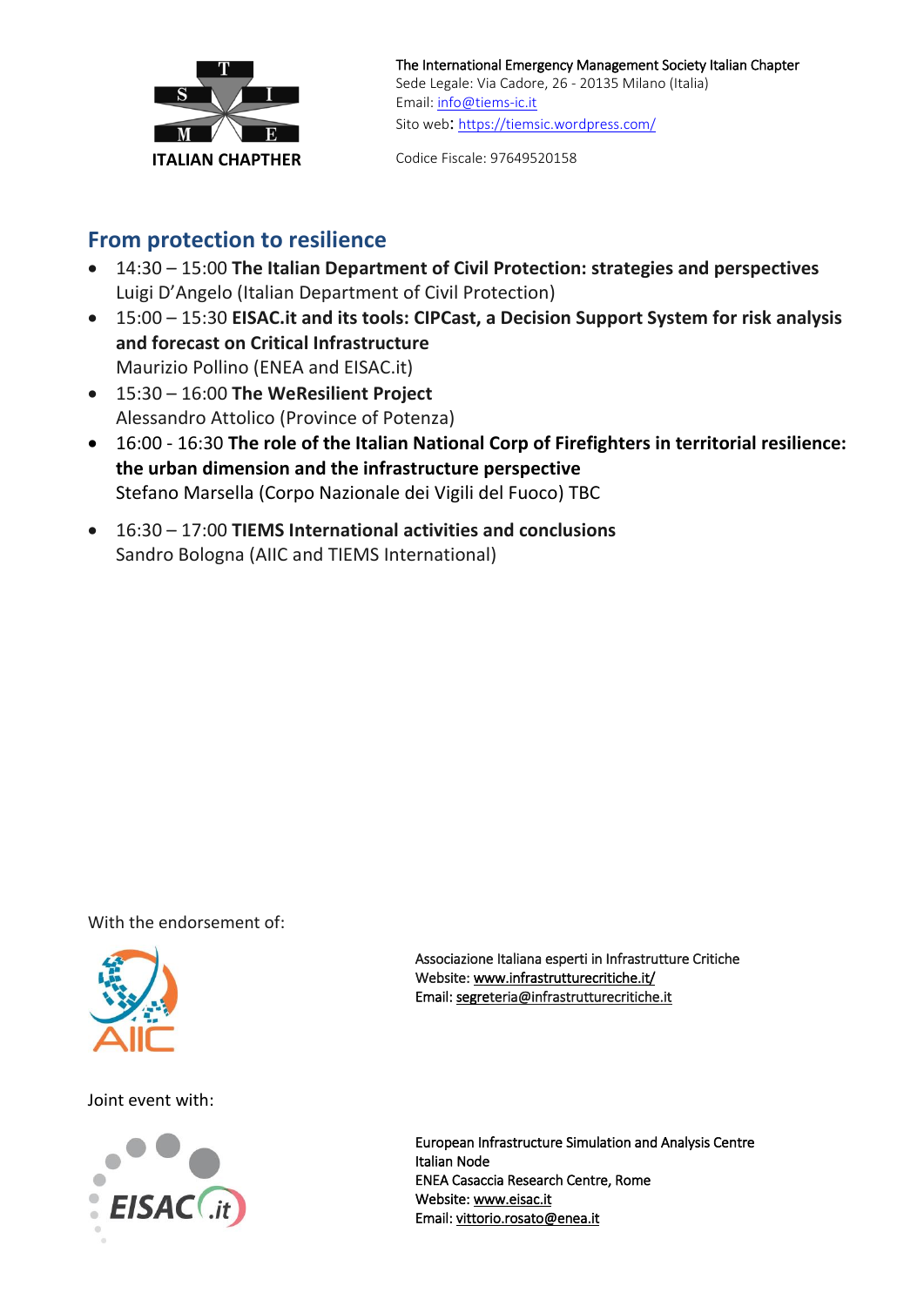The International Emergency Management Society Italian Chapter
Sede Legale: Via Cadore, 26 - 20135 Milano (Italia)
Email: info@tiems-ic.it
Sito web: https://tiemsic.wordpress.com/

Codice Fiscale: 97649520158

## From protection to resilience

- 14:30 – 15:00 **The Italian Department of Civil Protection: strategies and perspectives**
  Luigi D'Angelo (Italian Department of Civil Protection)
- 15:00 – 15:30 **EISAC.it and its tools: CIPCast, a Decision Support System for risk analysis and forecast on Critical Infrastructure**
  Maurizio Pollino (ENEA and EISAC.it)
- 15:30 – 16:00 **The WeResilient Project**
  Alessandro Attolico (Province of Potenza)
- 16:00 - 16:30 **The role of the Italian National Corp of Firefighters in territorial resilience: the urban dimension and the infrastructure perspective**
  Stefano Marsella (Corpo Nazionale dei Vigili del Fuoco) TBC
- 16:30 – 17:00 **TIEMS International activities and conclusions**
  Sandro Bologna (AIIC and TIEMS International)

With the endorsement of:

Associazione Italiana esperti in Infrastrutture Critiche
Website: www.infrastrutturecritiche.it/
Email: segreteria@infrastrutturecritiche.it

Joint event with:

European Infrastructure Simulation and Analysis Centre
Italian Node
ENEA Casaccia Research Centre, Rome
Website: www.eisac.it
Email: vittorio.rosato@enea.it